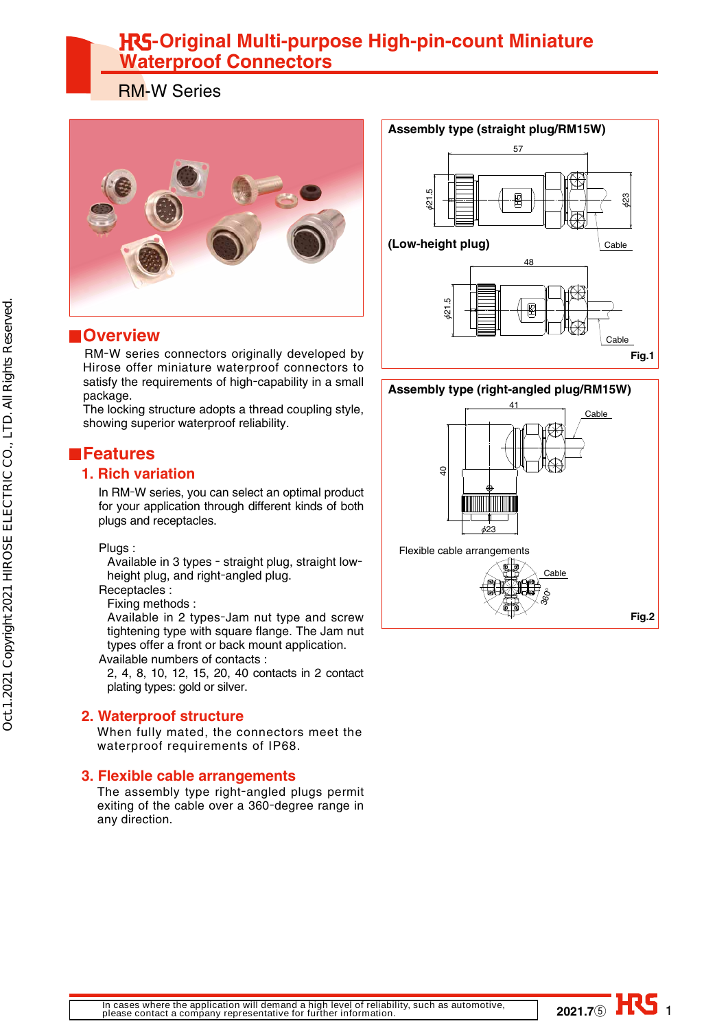# HRS-Original Multi-purpose High-pin-count Miniature Waterproof Connectors

RM-W Series

## Overview

RM-W series connectors originally developed by Hirose offer miniature waterproof connectors to satisfy the requirements of high-capability in a small package.
The locking structure adopts a thread coupling style, showing superior waterproof reliability.

## Features

### 1. Rich variation

In RM-W series, you can select an optimal product for your application through different kinds of both plugs and receptacles.

Plugs :
  Available in 3 types - straight plug, straight low-height plug, and right-angled plug.
Receptacles :
  Fixing methods :
  Available in 2 types-Jam nut type and screw tightening type with square flange. The Jam nut types offer a front or back mount application.
Available numbers of contacts :
  2, 4, 8, 10, 12, 15, 20, 40 contacts in 2 contact plating types: gold or silver.

### 2. Waterproof structure

When fully mated, the connectors meet the waterproof requirements of IP68.

### 3. Flexible cable arrangements

The assembly type right-angled plugs permit exiting of the cable over a 360-degree range in any direction.

**Assembly type (straight plug/RM15W)**

57, ϕ21.5, ϕ23, Cable

**(Low-height plug)**

48, ϕ21.5, Cable

Fig.1

**Assembly type (right-angled plug/RM15W)**

41, 40, ϕ23, Cable

Flexible cable arrangements

Cable, 360°

Fig.2

In cases where the application will demand a high level of reliability, such as automotive, please contact a company representative for further information.

2021.7⑤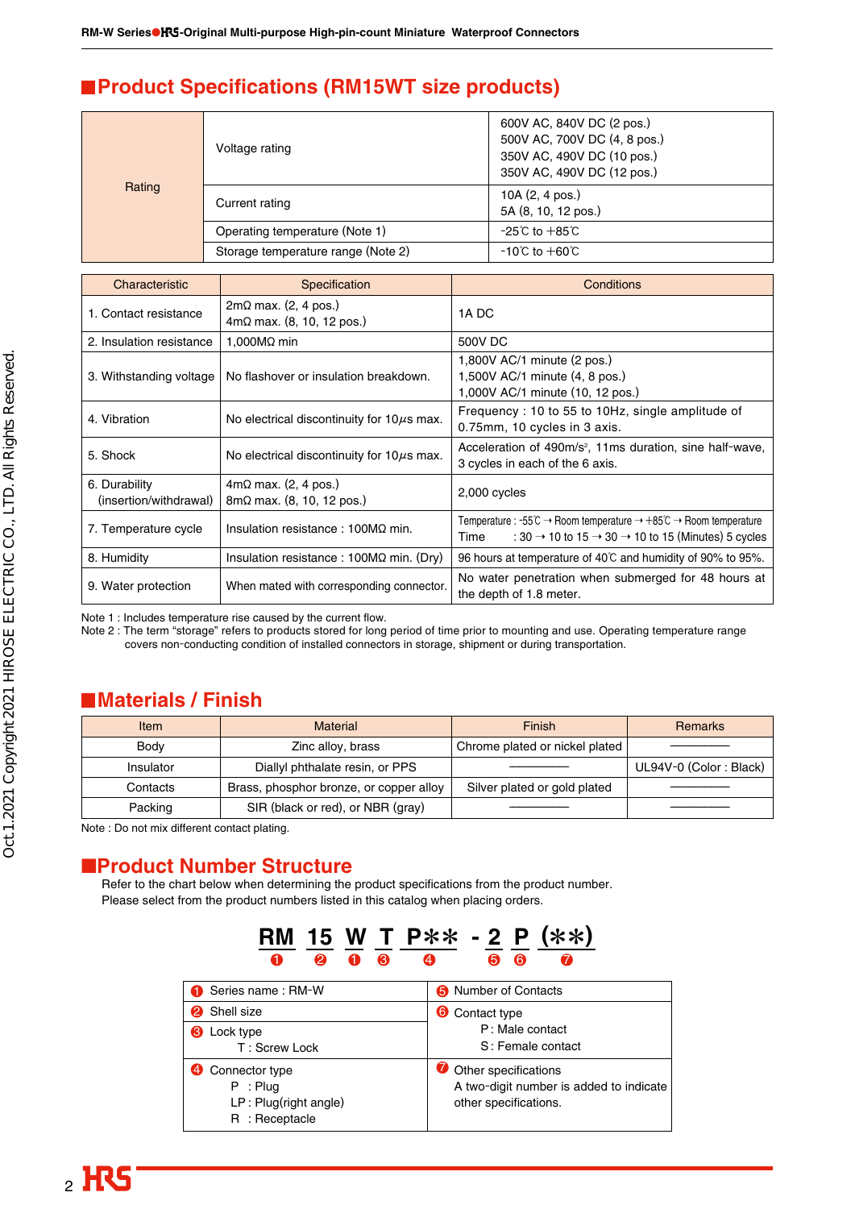## Product Specifications (RM15WT size products)

| Rating | | |
|---|---|---|
| Rating | Voltage rating | 600V AC, 840V DC (2 pos.)<br>500V AC, 700V DC (4, 8 pos.)<br>350V AC, 490V DC (10 pos.)<br>350V AC, 490V DC (12 pos.) |
| | Current rating | 10A (2, 4 pos.)<br>5A (8, 10, 12 pos.) |
| | Operating temperature (Note 1) | -25℃ to +85℃ |
| | Storage temperature range (Note 2) | -10℃ to +60℃ |

| Characteristic | Specification | Conditions |
|---|---|---|
| 1. Contact resistance | 2mΩ max. (2, 4 pos.)<br>4mΩ max. (8, 10, 12 pos.) | 1A DC |
| 2. Insulation resistance | 1,000MΩ min | 500V DC |
| 3. Withstanding voltage | No flashover or insulation breakdown. | 1,800V AC/1 minute (2 pos.)<br>1,500V AC/1 minute (4, 8 pos.)<br>1,000V AC/1 minute (10, 12 pos.) |
| 4. Vibration | No electrical discontinuity for 10$\mu$s max. | Frequency : 10 to 55 to 10Hz, single amplitude of 0.75mm, 10 cycles in 3 axis. |
| 5. Shock | No electrical discontinuity for 10$\mu$s max. | Acceleration of 490m/s$^2$, 11ms duration, sine half-wave, 3 cycles in each of the 6 axis. |
| 6. Durability (insertion/withdrawal) | 4mΩ max. (2, 4 pos.)<br>8mΩ max. (8, 10, 12 pos.) | 2,000 cycles |
| 7. Temperature cycle | Insulation resistance : 100MΩ min. | Temperature : -55℃ → Room temperature → +85℃ → Room temperature<br>Time : 30 → 10 to 15 → 30 → 10 to 15 (Minutes) 5 cycles |
| 8. Humidity | Insulation resistance : 100MΩ min. (Dry) | 96 hours at temperature of 40℃ and humidity of 90% to 95%. |
| 9. Water protection | When mated with corresponding connector. | No water penetration when submerged for 48 hours at the depth of 1.8 meter. |

Note 1 : Includes temperature rise caused by the current flow.
Note 2 : The term "storage" refers to products stored for long period of time prior to mounting and use. Operating temperature range covers non-conducting condition of installed connectors in storage, shipment or during transportation.

## Materials / Finish

| Item | Material | Finish | Remarks |
|---|---|---|---|
| Body | Zinc alloy, brass | Chrome plated or nickel plated | —————— |
| Insulator | Diallyl phthalate resin, or PPS | —————— | UL94V-0 (Color : Black) |
| Contacts | Brass, phosphor bronze, or copper alloy | Silver plated or gold plated | —————— |
| Packing | SIR (black or red), or NBR (gray) | —————— | —————— |

Note : Do not mix different contact plating.

## Product Number Structure

Refer to the chart below when determining the product specifications from the product number.
Please select from the product numbers listed in this catalog when placing orders.

**RM 15 W T P** - 2 P (**)**
❶ ❷ ❶ ❸ ❹ ❺ ❻ ❼

| | |
|---|---|
| ❶ Series name : RM-W | ❺ Number of Contacts |
| ❷ Shell size | ❻ Contact type<br>P : Male contact<br>S : Female contact |
| ❸ Lock type<br>T : Screw Lock | |
| ❹ Connector type<br>P : Plug<br>LP : Plug(right angle)<br>R : Receptacle | ❼ Other specifications<br>A two-digit number is added to indicate other specifications. |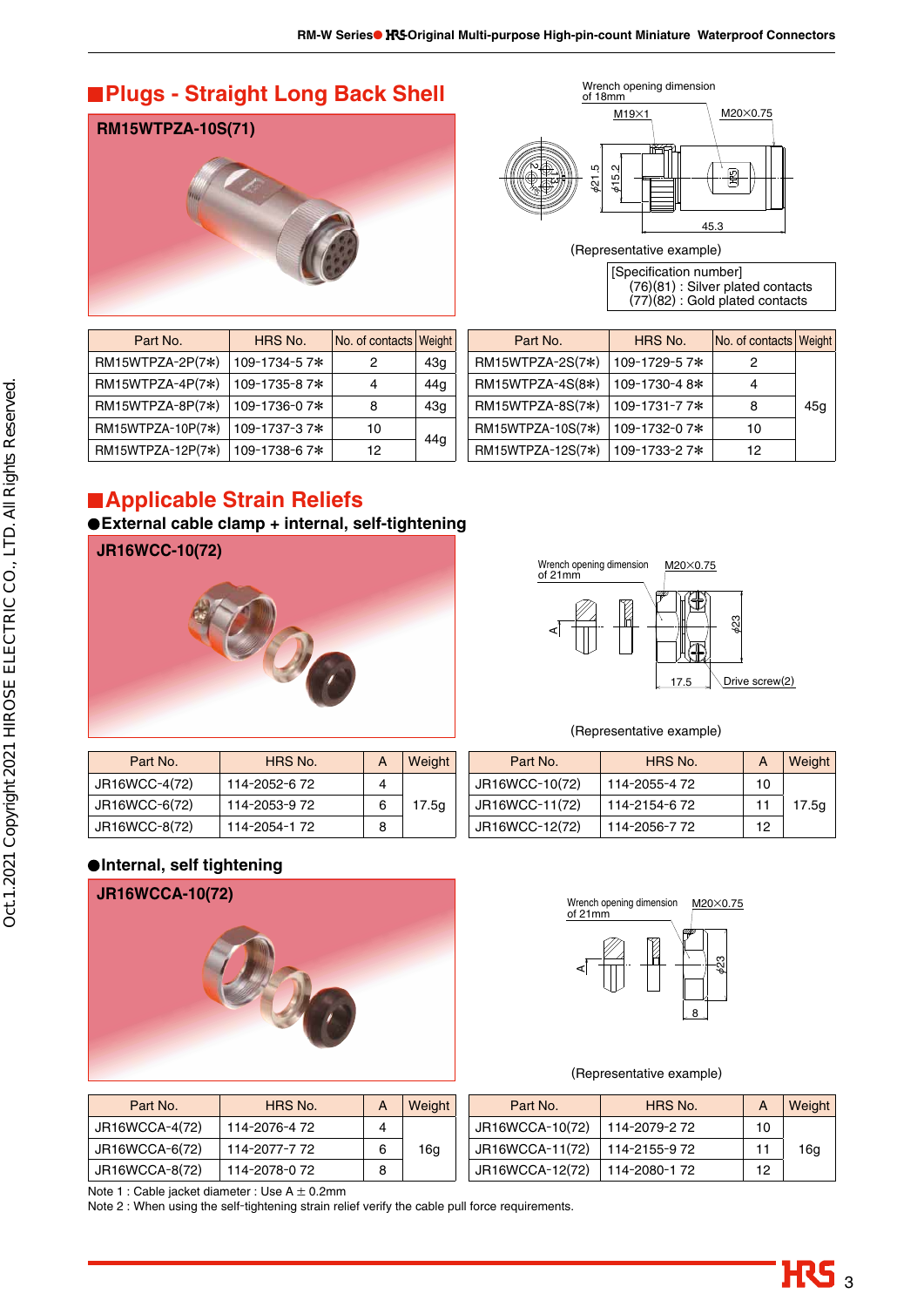## ■Plugs - Straight Long Back Shell

**RM15WTPZA-10S(71)**

Wrench opening dimension of 18mm

M19×1

M20×0.75

φ21.5

φ15.2

45.3

(Representative example)

[Specification number]
(76)(81) : Silver plated contacts
(77)(82) : Gold plated contacts

| Part No. | HRS No. | No. of contacts | Weight |
|---|---|---|---|
| RM15WTPZA-2P(7*) | 109-1734-5 7* | 2 | 43g |
| RM15WTPZA-4P(7*) | 109-1735-8 7* | 4 | 44g |
| RM15WTPZA-8P(7*) | 109-1736-0 7* | 8 | 43g |
| RM15WTPZA-10P(7*) | 109-1737-3 7* | 10 | 44g |
| RM15WTPZA-12P(7*) | 109-1738-6 7* | 12 | |

| Part No. | HRS No. | No. of contacts | Weight |
|---|---|---|---|
| RM15WTPZA-2S(7*) | 109-1729-5 7* | 2 | 45g |
| RM15WTPZA-4S(8*) | 109-1730-4 8* | 4 | |
| RM15WTPZA-8S(7*) | 109-1731-7 7* | 8 | |
| RM15WTPZA-10S(7*) | 109-1732-0 7* | 10 | |
| RM15WTPZA-12S(7*) | 109-1733-2 7* | 12 | |

## ■Applicable Strain Reliefs

### ●External cable clamp + internal, self-tightening

**JR16WCC-10(72)**

Wrench opening dimension of 21mm

M20×0.75

A

φ23

17.5

Drive screw(2)

(Representative example)

| Part No. | HRS No. | A | Weight |
|---|---|---|---|
| JR16WCC-4(72) | 114-2052-6 72 | 4 | 17.5g |
| JR16WCC-6(72) | 114-2053-9 72 | 6 | |
| JR16WCC-8(72) | 114-2054-1 72 | 8 | |

| Part No. | HRS No. | A | Weight |
|---|---|---|---|
| JR16WCC-10(72) | 114-2055-4 72 | 10 | 17.5g |
| JR16WCC-11(72) | 114-2154-6 72 | 11 | |
| JR16WCC-12(72) | 114-2056-7 72 | 12 | |

### ●Internal, self tightening

**JR16WCCA-10(72)**

Wrench opening dimension of 21mm

M20×0.75

A

φ23

8

(Representative example)

| Part No. | HRS No. | A | Weight |
|---|---|---|---|
| JR16WCCA-4(72) | 114-2076-4 72 | 4 | 16g |
| JR16WCCA-6(72) | 114-2077-7 72 | 6 | |
| JR16WCCA-8(72) | 114-2078-0 72 | 8 | |

| Part No. | HRS No. | A | Weight |
|---|---|---|---|
| JR16WCCA-10(72) | 114-2079-2 72 | 10 | 16g |
| JR16WCCA-11(72) | 114-2155-9 72 | 11 | |
| JR16WCCA-12(72) | 114-2080-1 72 | 12 | |

Note 1 : Cable jacket diameter : Use A ± 0.2mm
Note 2 : When using the self-tightening strain relief verify the cable pull force requirements.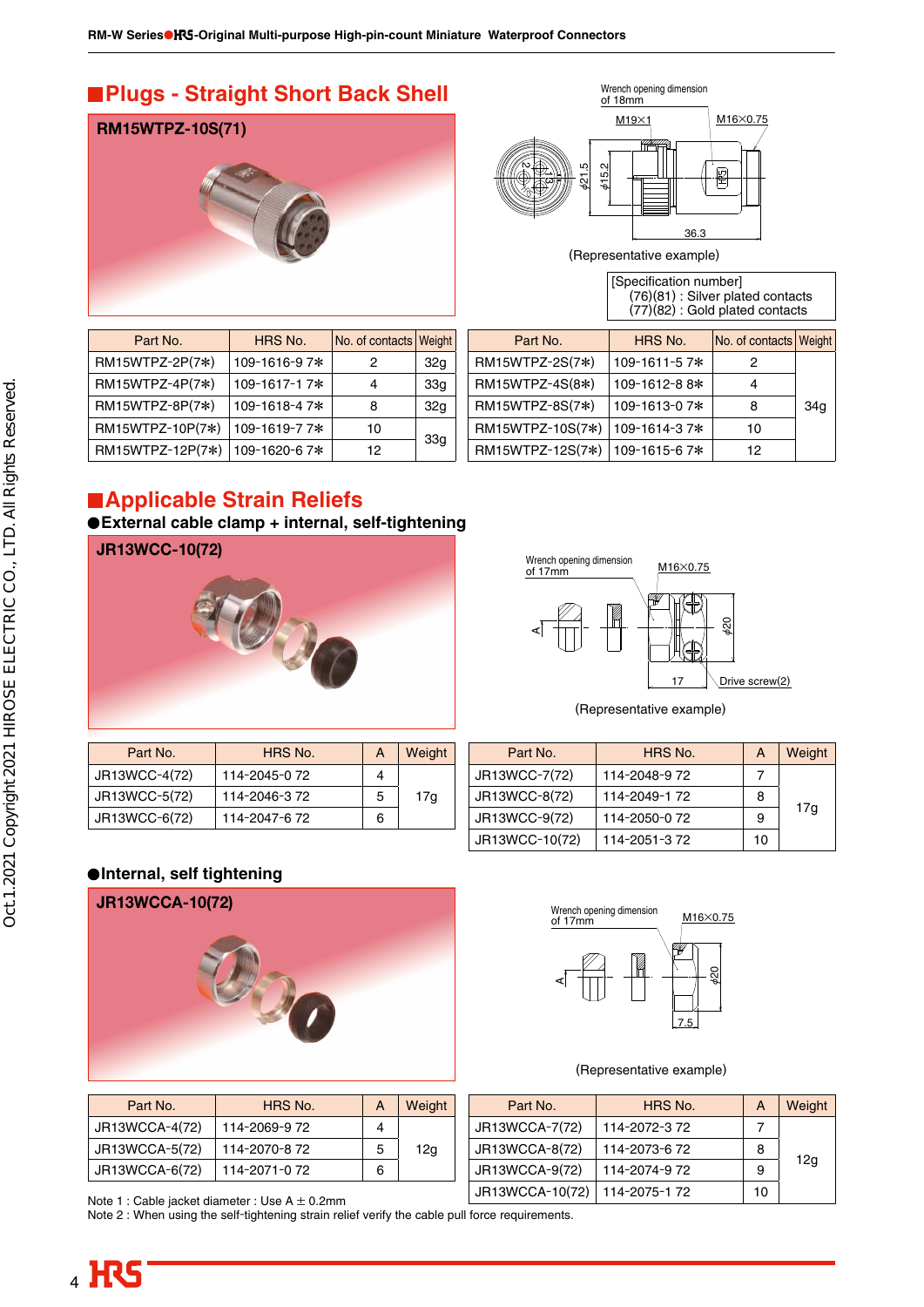## Plugs - Straight Short Back Shell

**RM15WTPZ-10S(71)**

Wrench opening dimension of 18mm

M19×1

M16×0.75

φ21.5

φ15.2

36.3

(Representative example)

[Specification number]
(76)(81) : Silver plated contacts
(77)(82) : Gold plated contacts

| Part No. | HRS No. | No. of contacts | Weight |
|---|---|---|---|
| RM15WTPZ-2P(7*) | 109-1616-9 7* | 2 | 32g |
| RM15WTPZ-4P(7*) | 109-1617-1 7* | 4 | 33g |
| RM15WTPZ-8P(7*) | 109-1618-4 7* | 8 | 32g |
| RM15WTPZ-10P(7*) | 109-1619-7 7* | 10 | 33g |
| RM15WTPZ-12P(7*) | 109-1620-6 7* | 12 | |

| Part No. | HRS No. | No. of contacts | Weight |
|---|---|---|---|
| RM15WTPZ-2S(7*) | 109-1611-5 7* | 2 | 34g |
| RM15WTPZ-4S(8*) | 109-1612-8 8* | 4 | |
| RM15WTPZ-8S(7*) | 109-1613-0 7* | 8 | |
| RM15WTPZ-10S(7*) | 109-1614-3 7* | 10 | |
| RM15WTPZ-12S(7*) | 109-1615-6 7* | 12 | |

## Applicable Strain Reliefs

### ●External cable clamp + internal, self-tightening

**JR13WCC-10(72)**

Wrench opening dimension of 17mm

M16×0.75

A

φ20

17

Drive screw(2)

(Representative example)

| Part No. | HRS No. | A | Weight |
|---|---|---|---|
| JR13WCC-4(72) | 114-2045-0 72 | 4 | 17g |
| JR13WCC-5(72) | 114-2046-3 72 | 5 | |
| JR13WCC-6(72) | 114-2047-6 72 | 6 | |

| Part No. | HRS No. | A | Weight |
|---|---|---|---|
| JR13WCC-7(72) | 114-2048-9 72 | 7 | 17g |
| JR13WCC-8(72) | 114-2049-1 72 | 8 | |
| JR13WCC-9(72) | 114-2050-0 72 | 9 | |
| JR13WCC-10(72) | 114-2051-3 72 | 10 | |

### ●Internal, self tightening

**JR13WCCA-10(72)**

Wrench opening dimension of 17mm

M16×0.75

A

φ20

7.5

(Representative example)

| Part No. | HRS No. | A | Weight |
|---|---|---|---|
| JR13WCCA-4(72) | 114-2069-9 72 | 4 | 12g |
| JR13WCCA-5(72) | 114-2070-8 72 | 5 | |
| JR13WCCA-6(72) | 114-2071-0 72 | 6 | |

| Part No. | HRS No. | A | Weight |
|---|---|---|---|
| JR13WCCA-7(72) | 114-2072-3 72 | 7 | 12g |
| JR13WCCA-8(72) | 114-2073-6 72 | 8 | |
| JR13WCCA-9(72) | 114-2074-9 72 | 9 | |
| JR13WCCA-10(72) | 114-2075-1 72 | 10 | |

Note 1 : Cable jacket diameter : Use A ± 0.2mm
Note 2 : When using the self-tightening strain relief verify the cable pull force requirements.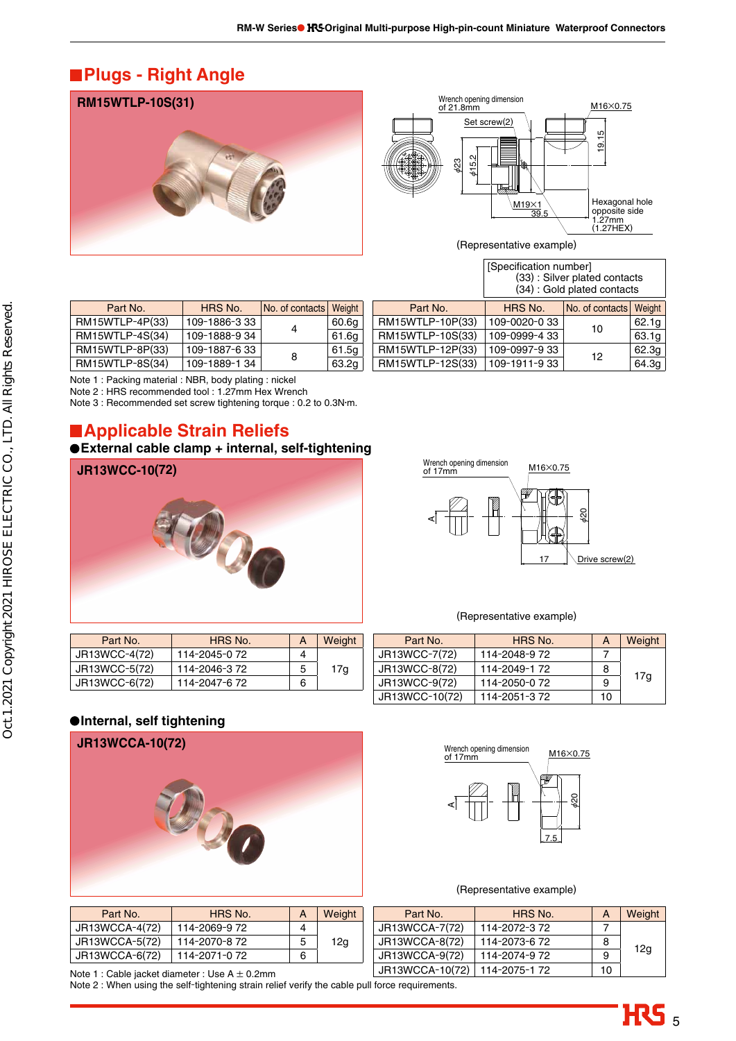## Plugs - Right Angle

**RM15WTLP-10S(31)**

(Representative example)

[Specification number]
(33) : Silver plated contacts
(34) : Gold plated contacts

| Part No. | HRS No. | No. of contacts | Weight |
|---|---|---|---|
| RM15WTLP-4P(33) | 109-1886-3 33 | 4 | 60.6g |
| RM15WTLP-4S(34) | 109-1888-9 34 | | 61.6g |
| RM15WTLP-8P(33) | 109-1887-6 33 | 8 | 61.5g |
| RM15WTLP-8S(34) | 109-1889-1 34 | | 63.2g |
| RM15WTLP-10P(33) | 109-0020-0 33 | 10 | 62.1g |
| RM15WTLP-10S(33) | 109-0999-4 33 | | 63.1g |
| RM15WTLP-12P(33) | 109-0997-9 33 | 12 | 62.3g |
| RM15WTLP-12S(33) | 109-1911-9 33 | | 64.3g |

Note 1 : Packing material : NBR, body plating : nickel
Note 2 : HRS recommended tool : 1.27mm Hex Wrench
Note 3 : Recommended set screw tightening torque : 0.2 to 0.3N·m.

## Applicable Strain Reliefs

### ●External cable clamp + internal, self-tightening

**JR13WCC-10(72)**

(Representative example)

| Part No. | HRS No. | A | Weight |
|---|---|---|---|
| JR13WCC-4(72) | 114-2045-0 72 | 4 | 17g |
| JR13WCC-5(72) | 114-2046-3 72 | 5 | |
| JR13WCC-6(72) | 114-2047-6 72 | 6 | |
| JR13WCC-7(72) | 114-2048-9 72 | 7 | 17g |
| JR13WCC-8(72) | 114-2049-1 72 | 8 | |
| JR13WCC-9(72) | 114-2050-0 72 | 9 | |
| JR13WCC-10(72) | 114-2051-3 72 | 10 | |

### ●Internal, self tightening

**JR13WCCA-10(72)**

(Representative example)

| Part No. | HRS No. | A | Weight |
|---|---|---|---|
| JR13WCCA-4(72) | 114-2069-9 72 | 4 | 12g |
| JR13WCCA-5(72) | 114-2070-8 72 | 5 | |
| JR13WCCA-6(72) | 114-2071-0 72 | 6 | |
| JR13WCCA-7(72) | 114-2072-3 72 | 7 | 12g |
| JR13WCCA-8(72) | 114-2073-6 72 | 8 | |
| JR13WCCA-9(72) | 114-2074-9 72 | 9 | |
| JR13WCCA-10(72) | 114-2075-1 72 | 10 | |

Note 1 : Cable jacket diameter : Use A ± 0.2mm
Note 2 : When using the self-tightening strain relief verify the cable pull force requirements.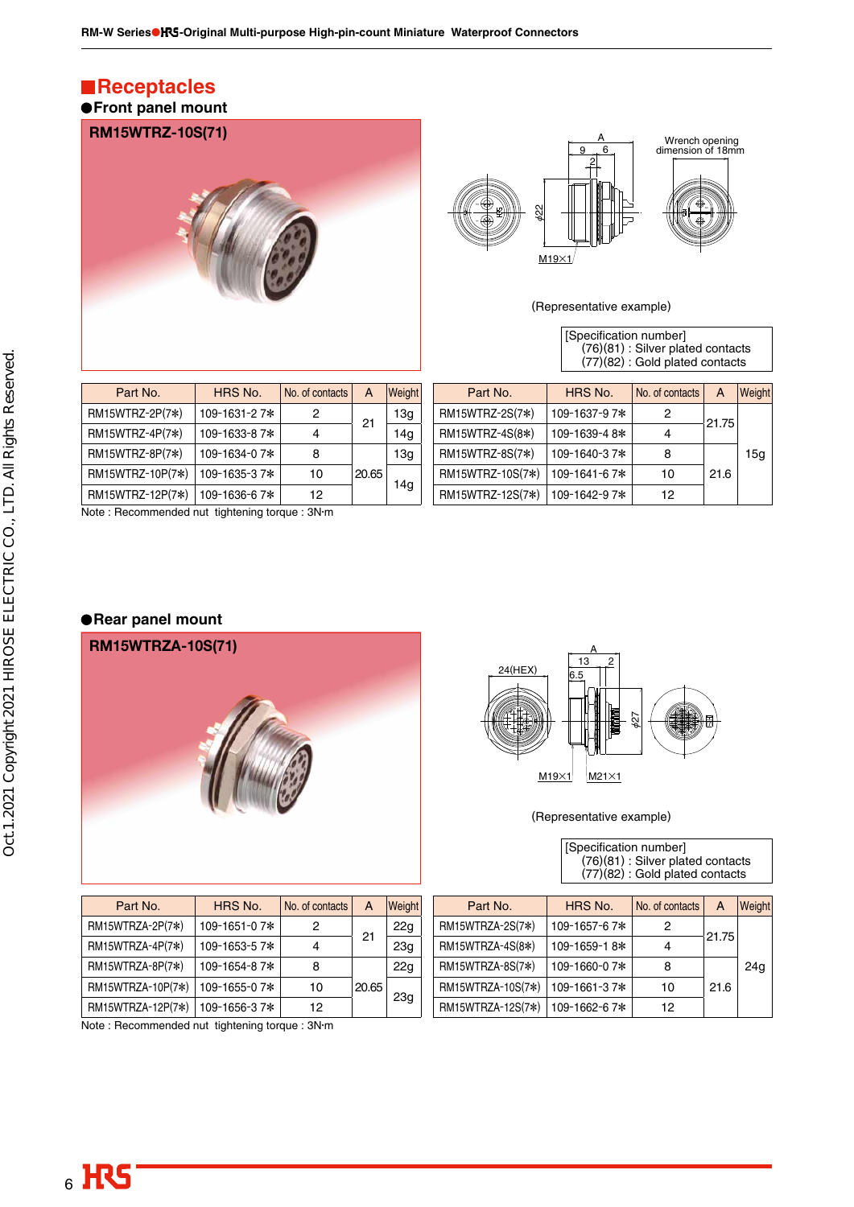## Receptacles

### Front panel mount

**RM15WTRZ-10S(71)**

(Representative example)

[Specification number]
(76)(81) : Silver plated contacts
(77)(82) : Gold plated contacts

| Part No. | HRS No. | No. of contacts | A | Weight |
|---|---|---|---|---|
| RM15WTRZ-2P(7*) | 109-1631-2 7* | 2 | 21 | 13g |
| RM15WTRZ-4P(7*) | 109-1633-8 7* | 4 | | 14g |
| RM15WTRZ-8P(7*) | 109-1634-0 7* | 8 | 20.65 | 13g |
| RM15WTRZ-10P(7*) | 109-1635-3 7* | 10 | | 14g |
| RM15WTRZ-12P(7*) | 109-1636-6 7* | 12 | | |

| Part No. | HRS No. | No. of contacts | A | Weight |
|---|---|---|---|---|
| RM15WTRZ-2S(7*) | 109-1637-9 7* | 2 | 21.75 | 15g |
| RM15WTRZ-4S(8*) | 109-1639-4 8* | 4 | | |
| RM15WTRZ-8S(7*) | 109-1640-3 7* | 8 | 21.6 | |
| RM15WTRZ-10S(7*) | 109-1641-6 7* | 10 | | |
| RM15WTRZ-12S(7*) | 109-1642-9 7* | 12 | | |

Note : Recommended nut tightening torque : 3N·m

### Rear panel mount

**RM15WTRZA-10S(71)**

(Representative example)

[Specification number]
(76)(81) : Silver plated contacts
(77)(82) : Gold plated contacts

| Part No. | HRS No. | No. of contacts | A | Weight |
|---|---|---|---|---|
| RM15WTRZA-2P(7*) | 109-1651-0 7* | 2 | 21 | 22g |
| RM15WTRZA-4P(7*) | 109-1653-5 7* | 4 | | 23g |
| RM15WTRZA-8P(7*) | 109-1654-8 7* | 8 | 20.65 | 22g |
| RM15WTRZA-10P(7*) | 109-1655-0 7* | 10 | | 23g |
| RM15WTRZA-12P(7*) | 109-1656-3 7* | 12 | | |

| Part No. | HRS No. | No. of contacts | A | Weight |
|---|---|---|---|---|
| RM15WTRZA-2S(7*) | 109-1657-6 7* | 2 | 21.75 | 24g |
| RM15WTRZA-4S(8*) | 109-1659-1 8* | 4 | | |
| RM15WTRZA-8S(7*) | 109-1660-0 7* | 8 | 21.6 | |
| RM15WTRZA-10S(7*) | 109-1661-3 7* | 10 | | |
| RM15WTRZA-12S(7*) | 109-1662-6 7* | 12 | | |

Note : Recommended nut tightening torque : 3N·m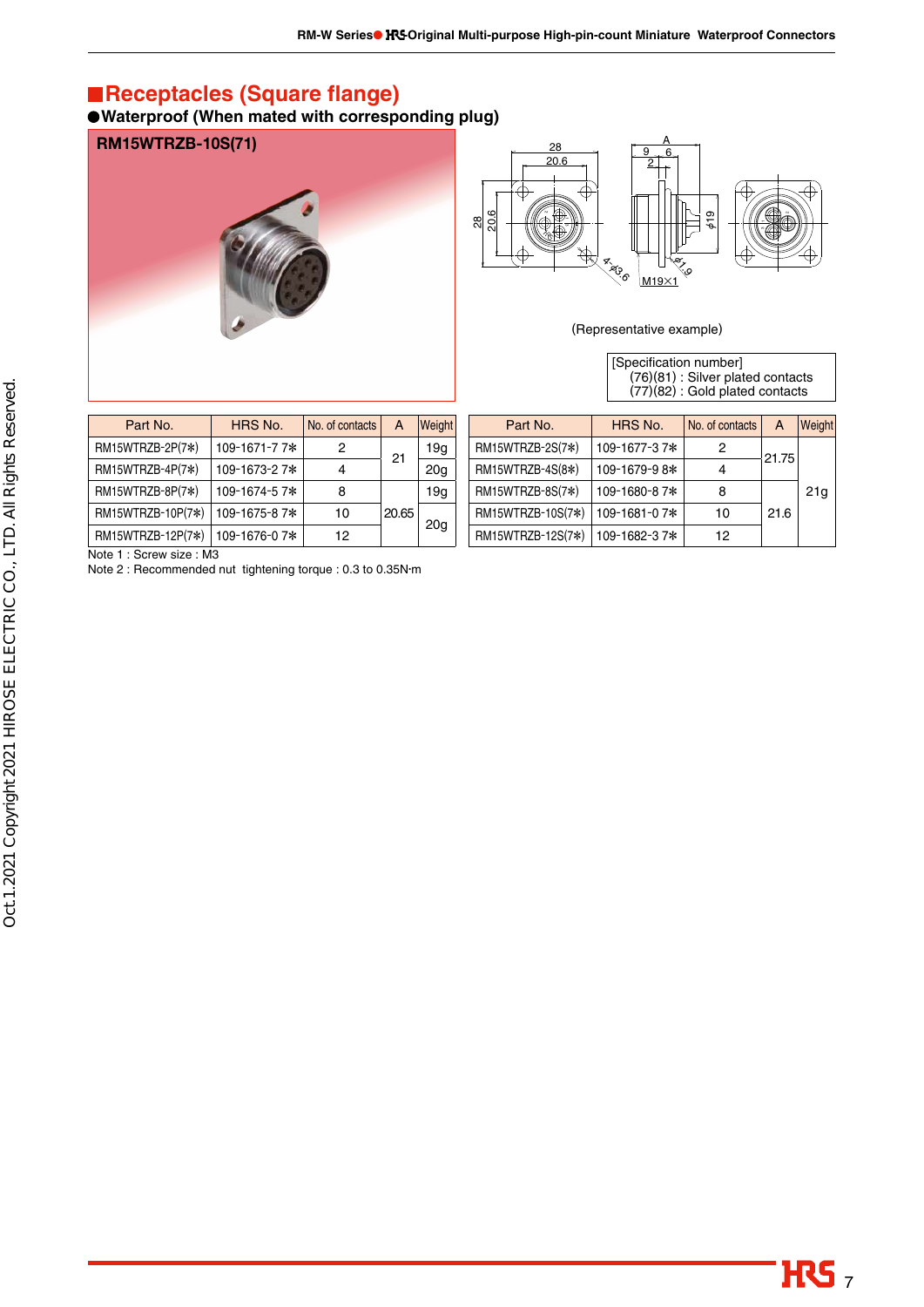## Receptacles (Square flange)

● **Waterproof (When mated with corresponding plug)**

**RM15WTRZB-10S(71)**

(Representative example)

[Specification number]
(76)(81) : Silver plated contacts
(77)(82) : Gold plated contacts

| Part No. | HRS No. | No. of contacts | A | Weight |
|---|---|---|---|---|
| RM15WTRZB-2P(7*) | 109-1671-7 7* | 2 | 21 | 19g |
| RM15WTRZB-4P(7*) | 109-1673-2 7* | 4 | | 20g |
| RM15WTRZB-8P(7*) | 109-1674-5 7* | 8 | 20.65 | 19g |
| RM15WTRZB-10P(7*) | 109-1675-8 7* | 10 | | 20g |
| RM15WTRZB-12P(7*) | 109-1676-0 7* | 12 | | |

| Part No. | HRS No. | No. of contacts | A | Weight |
|---|---|---|---|---|
| RM15WTRZB-2S(7*) | 109-1677-3 7* | 2 | 21.75 | 21g |
| RM15WTRZB-4S(8*) | 109-1679-9 8* | 4 | | |
| RM15WTRZB-8S(7*) | 109-1680-8 7* | 8 | 21.6 | |
| RM15WTRZB-10S(7*) | 109-1681-0 7* | 10 | | |
| RM15WTRZB-12S(7*) | 109-1682-3 7* | 12 | | |

Note 1 : Screw size : M3

Note 2 : Recommended nut tightening torque : 0.3 to 0.35N·m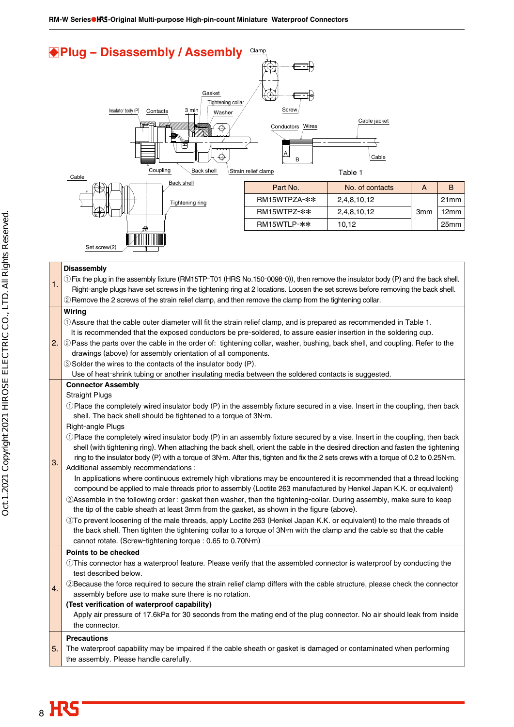## ◆Plug – Disassembly / Assembly

Table 1

| Part No. | No. of contacts | A | B |
|---|---|---|---|
| RM15WTPZA-✱✱ | 2,4,8,10,12 | 3mm | 21mm |
| RM15WTPZ-✱✱ | 2,4,8,10,12 | | 12mm |
| RM15WTLP-✱✱ | 10,12 | | 25mm |

| | |
|---|---|
| 1. | **Disassembly**<br>① Fix the plug in the assembly fixture (RM15TP-T01 (HRS No.150-0098-0)), then remove the insulator body (P) and the back shell. Right-angle plugs have set screws in the tightening ring at 2 locations. Loosen the set screws before removing the back shell.<br>② Remove the 2 screws of the strain relief clamp, and then remove the clamp from the tightening collar. |
| 2. | **Wiring**<br>① Assure that the cable outer diameter will fit the strain relief clamp, and is prepared as recommended in Table 1. It is recommended that the exposed conductors be pre-soldered, to assure easier insertion in the soldering cup.<br>② Pass the parts over the cable in the order of: tightening collar, washer, bushing, back shell, and coupling. Refer to the drawings (above) for assembly orientation of all components.<br>③ Solder the wires to the contacts of the insulator body (P). Use of heat-shrink tubing or another insulating media between the soldered contacts is suggested. |
| 3. | **Connector Assembly**<br>Straight Plugs<br>① Place the completely wired insulator body (P) in the assembly fixture secured in a vise. Insert in the coupling, then back shell. The back shell should be tightened to a torque of 3N·m.<br>Right-angle Plugs<br>① Place the completely wired insulator body (P) in an assembly fixture secured by a vise. Insert in the coupling, then back shell (with tightening ring). When attaching the back shell, orient the cable in the desired direction and fasten the tightening ring to the insulator body (P) with a torque of 3N·m. After this, tighten and fix the 2 sets crews with a torque of 0.2 to 0.25N·m.<br>Additional assembly recommendations :<br>In applications where continuous extremely high vibrations may be encountered it is recommended that a thread locking compound be applied to male threads prior to assembly (Loctite 263 manufactured by Henkel Japan K.K. or equivalent)<br>② Assemble in the following order : gasket then washer, then the tightening-collar. During assembly, make sure to keep the tip of the cable sheath at least 3mm from the gasket, as shown in the figure (above).<br>③ To prevent loosening of the male threads, apply Loctite 263 (Henkel Japan K.K. or equivalent) to the male threads of the back shell. Then tighten the tightening-collar to a torque of 3N·m with the clamp and the cable so that the cable cannot rotate. (Screw-tightening torque : 0.65 to 0.70N·m) |
| 4. | **Points to be checked**<br>① This connector has a waterproof feature. Please verify that the assembled connector is waterproof by conducting the test described below.<br>② Because the force required to secure the strain relief clamp differs with the cable structure, please check the connector assembly before use to make sure there is no rotation.<br>**(Test verification of waterproof capability)**<br>Apply air pressure of 17.6kPa for 30 seconds from the mating end of the plug connector. No air should leak from inside the connector. |
| 5. | **Precautions**<br>The waterproof capability may be impaired if the cable sheath or gasket is damaged or contaminated when performing the assembly. Please handle carefully. |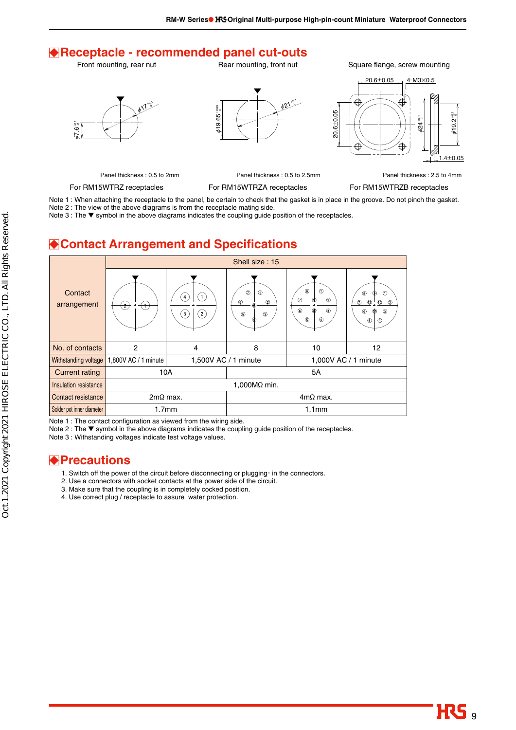## Receptacle - recommended panel cut-outs

| Front mounting, rear nut | Rear mounting, front nut | Square flange, screw mounting |
|---|---|---|
| Panel thickness : 0.5 to 2mm | Panel thickness : 0.5 to 2.5mm | Panel thickness : 2.5 to 4mm |
| For RM15WTRZ receptacles | For RM15WTRZA receptacles | For RM15WTRZB receptacles |

Note 1 : When attaching the receptacle to the panel, be certain to check that the gasket is in place in the groove. Do not pinch the gasket.
Note 2 : The view of the above diagrams is from the receptacle mating side.
Note 3 : The ▼ symbol in the above diagrams indicates the coupling guide position of the receptacles.

## Contact Arrangement and Specifications

| | Shell size : 15 | | | | |
|---|---|---|---|---|---|
| Contact arrangement | | | | | |
| No. of contacts | 2 | 4 | 8 | 10 | 12 |
| Withstanding voltage | 1,800V AC / 1 minute | 1,500V AC / 1 minute | | 1,000V AC / 1 minute | |
| Current rating | 10A | | 5A | | |
| Insulation resistance | 1,000MΩ min. | | | | |
| Contact resistance | 2mΩ max. | | 4mΩ max. | | |
| Solder pot inner diameter | 1.7mm | | 1.1mm | | |

Note 1 : The contact configuration as viewed from the wiring side.
Note 2 : The ▼ symbol in the above diagrams indicates the coupling guide position of the receptacles.
Note 3 : Withstanding voltages indicate test voltage values.

## Precautions

1. Switch off the power of the circuit before disconnecting or plugging- in the connectors.
2. Use a connectors with socket contacts at the power side of the circuit.
3. Make sure that the coupling is in completely cocked position.
4. Use correct plug / receptacle to assure water protection.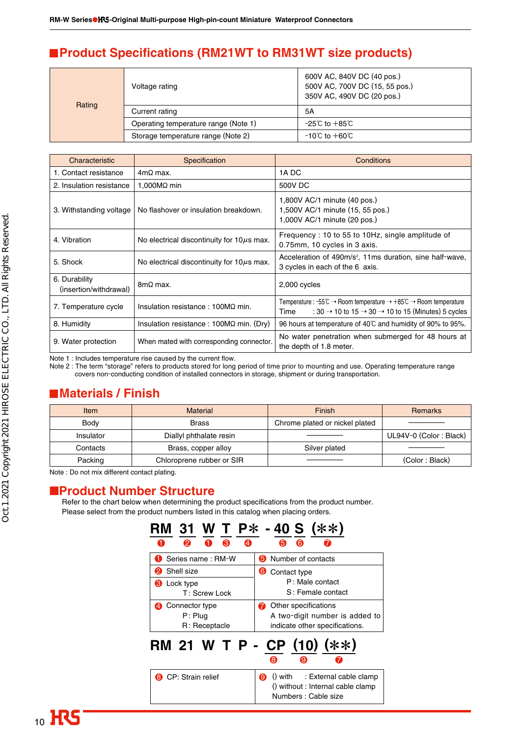## ■Product Specifications (RM21WT to RM31WT size products)

| Rating | | |
|---|---|---|
| Rating | Voltage rating | 600V AC, 840V DC (40 pos.)<br>500V AC, 700V DC (15, 55 pos.)<br>350V AC, 490V DC (20 pos.) |
| | Current rating | 5A |
| | Operating temperature range (Note 1) | -25℃ to +85℃ |
| | Storage temperature range (Note 2) | -10℃ to +60℃ |

| Characteristic | Specification | Conditions |
|---|---|---|
| 1. Contact resistance | 4mΩ max. | 1A DC |
| 2. Insulation resistance | 1,000MΩ min | 500V DC |
| 3. Withstanding voltage | No flashover or insulation breakdown. | 1,800V AC/1 minute (40 pos.)<br>1,500V AC/1 minute (15, 55 pos.)<br>1,000V AC/1 minute (20 pos.) |
| 4. Vibration | No electrical discontinuity for 10μs max. | Frequency : 10 to 55 to 10Hz, single amplitude of 0.75mm, 10 cycles in 3 axis. |
| 5. Shock | No electrical discontinuity for 10μs max. | Acceleration of 490m/s², 11ms duration, sine half-wave, 3 cycles in each of the 6 axis. |
| 6. Durability (insertion/withdrawal) | 8mΩ max. | 2,000 cycles |
| 7. Temperature cycle | Insulation resistance : 100MΩ min. | Temperature : -55℃ → Room temperature → +85℃ → Room temperature<br>Time : 30 → 10 to 15 → 30 → 10 to 15 (Minutes) 5 cycles |
| 8. Humidity | Insulation resistance : 100MΩ min. (Dry) | 96 hours at temperature of 40℃ and humidity of 90% to 95%. |
| 9. Water protection | When mated with corresponding connector. | No water penetration when submerged for 48 hours at the depth of 1.8 meter. |

Note 1 : Includes temperature rise caused by the current flow.
Note 2 : The term "storage" refers to products stored for long period of time prior to mounting and use. Operating temperature range covers non-conducting condition of installed connectors in storage, shipment or during transportation.

## ■Materials / Finish

| Item | Material | Finish | Remarks |
|---|---|---|---|
| Body | Brass | Chrome plated or nickel plated | ―――― |
| Insulator | Diallyl phthalate resin | ―――― | UL94V-0 (Color : Black) |
| Contacts | Brass, copper alloy | Silver plated | ―――― |
| Packing | Chloroprene rubber or SIR | ―――― | (Color : Black) |

Note : Do not mix different contact plating.

## ■Product Number Structure

Refer to the chart below when determining the product specifications from the product number.
Please select from the product numbers listed in this catalog when placing orders.

**RM 31 W T P＊ - 40 S (＊＊)**
❶ ❷ ❶ ❸ ❹ ❺ ❻ ❼

| | |
|---|---|
| ❶ Series name : RM-W | ❺ Number of contacts |
| ❷ Shell size | ❻ Contact type<br>P : Male contact<br>S : Female contact |
| ❸ Lock type<br>T : Screw Lock | |
| ❹ Connector type<br>P : Plug<br>R : Receptacle | ❼ Other specifications<br>A two-digit number is added to indicate other specifications. |

**RM 21 W T P - CP (10) (＊＊)**
❽ ❾ ❼

| | |
|---|---|
| ❽ CP: Strain relief | ❾ () with : External cable clamp<br>() without : Internal cable clamp<br>Numbers : Cable size |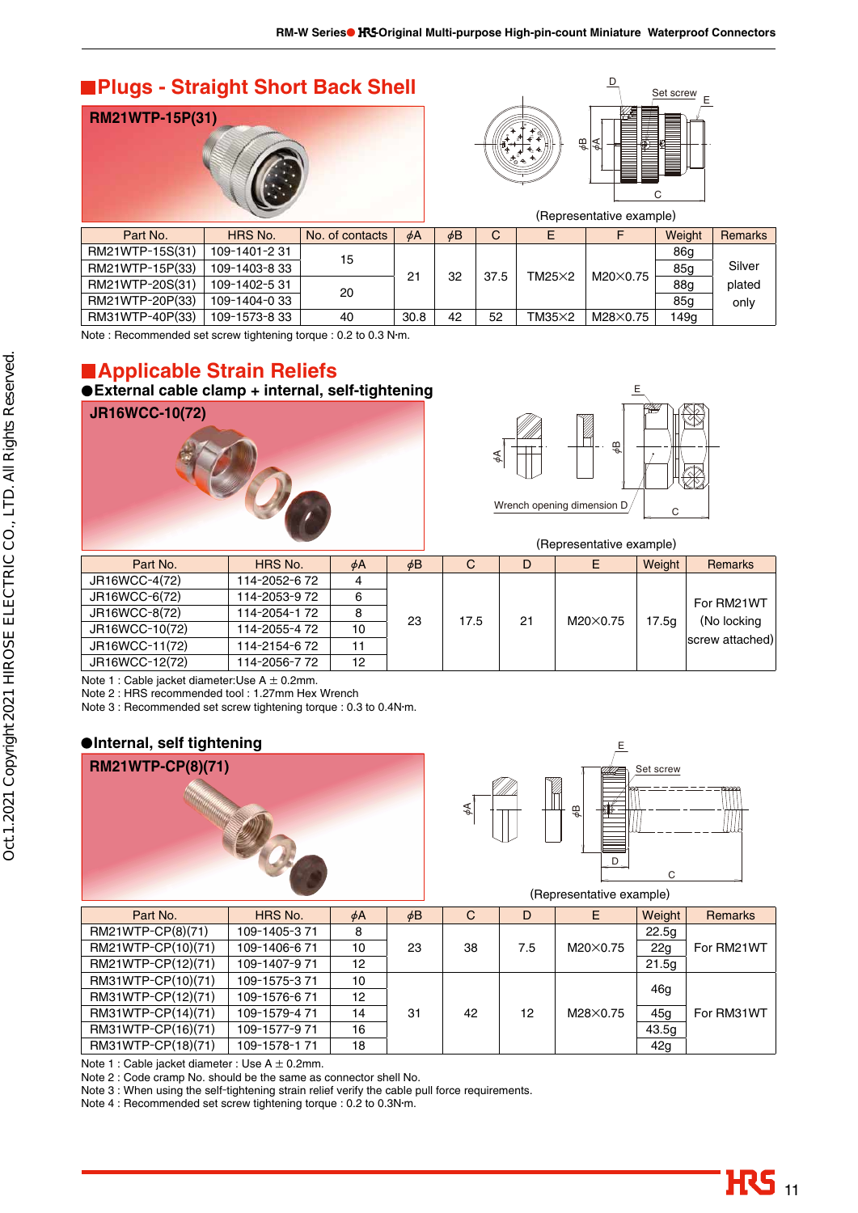## Plugs - Straight Short Back Shell

**RM21WTP-15P(31)**

(Representative example)

| Part No. | HRS No. | No. of contacts | ϕA | ϕB | C | E | F | Weight | Remarks |
|---|---|---|---|---|---|---|---|---|---|
| RM21WTP-15S(31) | 109-1401-2 31 | 15 | 21 | 32 | 37.5 | TM25×2 | M20×0.75 | 86g | Silver plated only |
| RM21WTP-15P(33) | 109-1403-8 33 | | | | | | | 85g | |
| RM21WTP-20S(31) | 109-1402-5 31 | 20 | | | | | | 88g | |
| RM21WTP-20P(33) | 109-1404-0 33 | | | | | | | 85g | |
| RM31WTP-40P(33) | 109-1573-8 33 | 40 | 30.8 | 42 | 52 | TM35×2 | M28×0.75 | 149g | |

Note : Recommended set screw tightening torque : 0.2 to 0.3 N·m.

## Applicable Strain Reliefs

● **External cable clamp + internal, self-tightening**

**JR16WCC-10(72)**

Wrench opening dimension D

(Representative example)

| Part No. | HRS No. | ϕA | ϕB | C | D | E | Weight | Remarks |
|---|---|---|---|---|---|---|---|---|
| JR16WCC-4(72) | 114-2052-6 72 | 4 | 23 | 17.5 | 21 | M20×0.75 | 17.5g | For RM21WT (No locking screw attached) |
| JR16WCC-6(72) | 114-2053-9 72 | 6 | | | | | | |
| JR16WCC-8(72) | 114-2054-1 72 | 8 | | | | | | |
| JR16WCC-10(72) | 114-2055-4 72 | 10 | | | | | | |
| JR16WCC-11(72) | 114-2154-6 72 | 11 | | | | | | |
| JR16WCC-12(72) | 114-2056-7 72 | 12 | | | | | | |

Note 1 : Cable jacket diameter:Use A ± 0.2mm.
Note 2 : HRS recommended tool : 1.27mm Hex Wrench
Note 3 : Recommended set screw tightening torque : 0.3 to 0.4N·m.

● **Internal, self tightening**

**RM21WTP-CP(8)(71)**

(Representative example)

| Part No. | HRS No. | ϕA | ϕB | C | D | E | Weight | Remarks |
|---|---|---|---|---|---|---|---|---|
| RM21WTP-CP(8)(71) | 109-1405-3 71 | 8 | 23 | 38 | 7.5 | M20×0.75 | 22.5g | For RM21WT |
| RM21WTP-CP(10)(71) | 109-1406-6 71 | 10 | | | | | 22g | |
| RM21WTP-CP(12)(71) | 109-1407-9 71 | 12 | | | | | 21.5g | |
| RM31WTP-CP(10)(71) | 109-1575-3 71 | 10 | 31 | 42 | 12 | M28×0.75 | 46g | For RM31WT |
| RM31WTP-CP(12)(71) | 109-1576-6 71 | 12 | | | | | | |
| RM31WTP-CP(14)(71) | 109-1579-4 71 | 14 | | | | | 45g | |
| RM31WTP-CP(16)(71) | 109-1577-9 71 | 16 | | | | | 43.5g | |
| RM31WTP-CP(18)(71) | 109-1578-1 71 | 18 | | | | | 42g | |

Note 1 : Cable jacket diameter : Use A ± 0.2mm.
Note 2 : Code cramp No. should be the same as connector shell No.
Note 3 : When using the self-tightening strain relief verify the cable pull force requirements.
Note 4 : Recommended set screw tightening torque : 0.2 to 0.3N·m.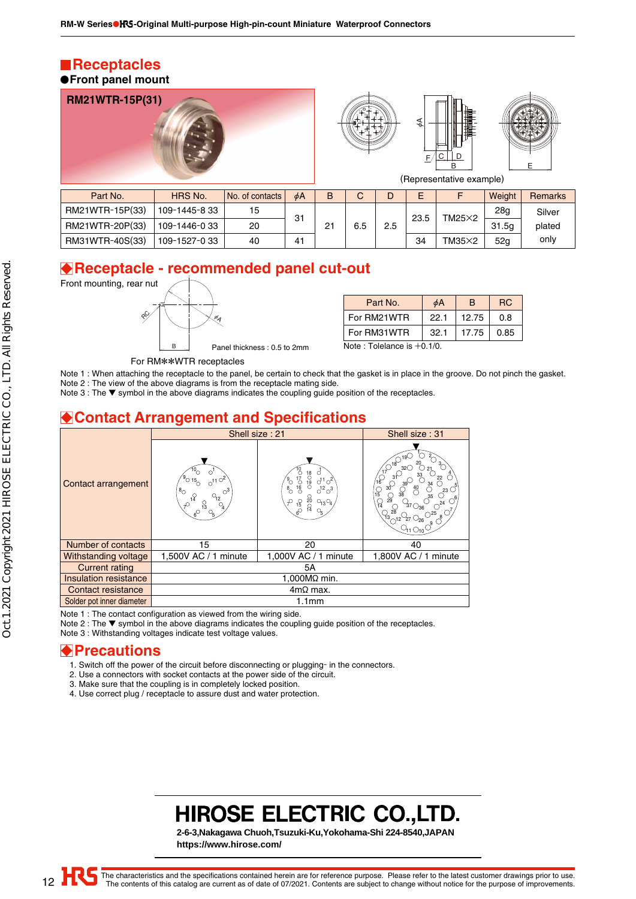## Receptacles

### ●Front panel mount

**RM21WTR-15P(31)**

(Representative example)

| Part No. | HRS No. | No. of contacts | ϕA | B | C | D | E | F | Weight | Remarks |
|---|---|---|---|---|---|---|---|---|---|---|
| RM21WTR-15P(33) | 109-1445-8 33 | 15 | 31 | 21 | 6.5 | 2.5 | 23.5 | TM25×2 | 28g | Silver plated only |
| RM21WTR-20P(33) | 109-1446-0 33 | 20 | | | | | | | 31.5g | |
| RM31WTR-40S(33) | 109-1527-0 33 | 40 | 41 | | | | 34 | TM35×2 | 52g | |

## Receptacle - recommended panel cut-out

Front mounting, rear nut

Panel thickness : 0.5 to 2mm

For RM✻✻WTR receptacles

| Part No. | ϕA | B | RC |
|---|---|---|---|
| For RM21WTR | 22.1 | 12.75 | 0.8 |
| For RM31WTR | 32.1 | 17.75 | 0.85 |

Note : Tolelance is +0.1/0.

Note 1 : When attaching the receptacle to the panel, be certain to check that the gasket is in place in the groove. Do not pinch the gasket.
Note 2 : The view of the above diagrams is from the receptacle mating side.
Note 3 : The ▼ symbol in the above diagrams indicates the coupling guide position of the receptacles.

## Contact Arrangement and Specifications

| | Shell size : 21 | | Shell size : 31 |
|---|---|---|---|
| Contact arrangement | | | |
| Number of contacts | 15 | 20 | 40 |
| Withstanding voltage | 1,500V AC / 1 minute | 1,000V AC / 1 minute | 1,800V AC / 1 minute |
| Current rating | 5A | | |
| Insulation resistance | 1,000MΩ min. | | |
| Contact resistance | 4mΩ max. | | |
| Solder pot inner diameter | 1.1mm | | |

Note 1 : The contact configuration as viewed from the wiring side.
Note 2 : The ▼ symbol in the above diagrams indicates the coupling guide position of the receptacles.
Note 3 : Withstanding voltages indicate test voltage values.

## Precautions

1. Switch off the power of the circuit before disconnecting or plugging- in the connectors.
2. Use a connectors with socket contacts at the power side of the circuit.
3. Make sure that the coupling is in completely locked position.
4. Use correct plug / receptacle to assure dust and water protection.

**HIROSE ELECTRIC CO.,LTD.**

**2-6-3,Nakagawa Chuoh,Tsuzuki-Ku,Yokohama-Shi 224-8540,JAPAN**
**https://www.hirose.com/**

The characteristics and the specifications contained herein are for reference purpose. Please refer to the latest customer drawings prior to use.
The contents of this catalog are current as of date of 07/2021. Contents are subject to change without notice for the purpose of improvements.